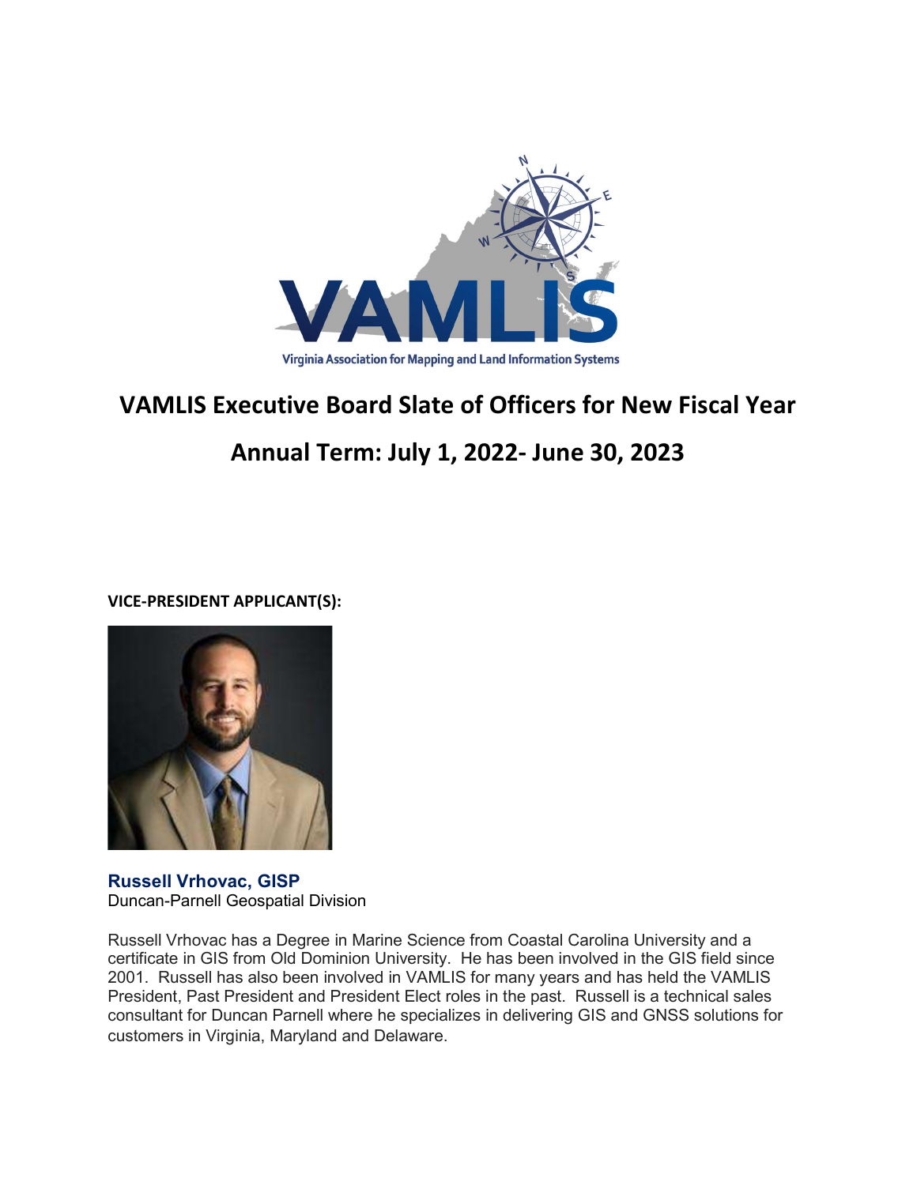VAMLIS

Virginia Association for Mapping and Land Information Systems

# VAMLIS Executive Board Slate of Officers for New Fiscal Year

## Annual Term: July 1, 2022- June 30, 2023

**VICE-PRESIDENT APPLICANT(S):**

**Russell Vrhovac, GISP**
Duncan-Parnell Geospatial Division

Russell Vrhovac has a Degree in Marine Science from Coastal Carolina University and a certificate in GIS from Old Dominion University. He has been involved in the GIS field since 2001. Russell has also been involved in VAMLIS for many years and has held the VAMLIS President, Past President and President Elect roles in the past. Russell is a technical sales consultant for Duncan Parnell where he specializes in delivering GIS and GNSS solutions for customers in Virginia, Maryland and Delaware.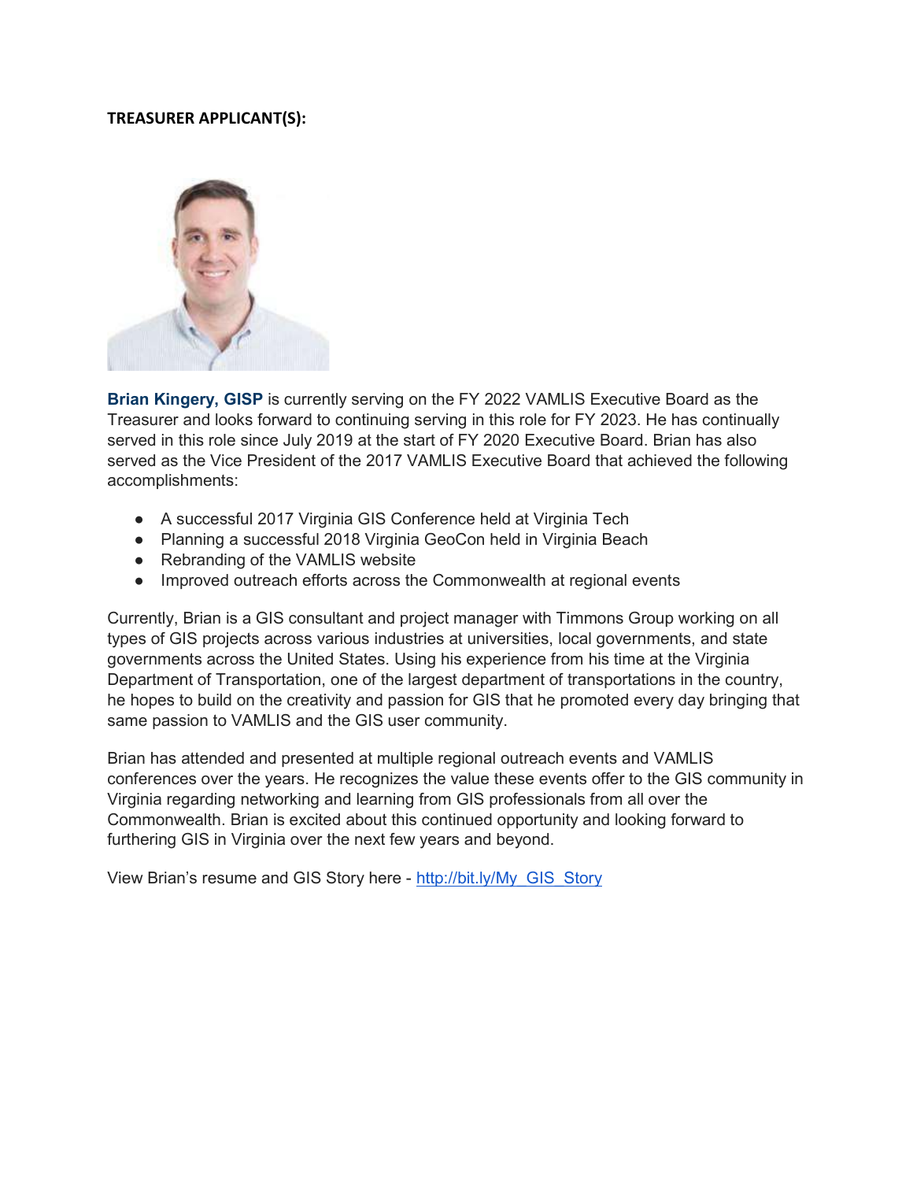**TREASURER APPLICANT(S):**

**Brian Kingery, GISP** is currently serving on the FY 2022 VAMLIS Executive Board as the Treasurer and looks forward to continuing serving in this role for FY 2023. He has continually served in this role since July 2019 at the start of FY 2020 Executive Board. Brian has also served as the Vice President of the 2017 VAMLIS Executive Board that achieved the following accomplishments:

- A successful 2017 Virginia GIS Conference held at Virginia Tech
- Planning a successful 2018 Virginia GeoCon held in Virginia Beach
- Rebranding of the VAMLIS website
- Improved outreach efforts across the Commonwealth at regional events

Currently, Brian is a GIS consultant and project manager with Timmons Group working on all types of GIS projects across various industries at universities, local governments, and state governments across the United States. Using his experience from his time at the Virginia Department of Transportation, one of the largest department of transportations in the country, he hopes to build on the creativity and passion for GIS that he promoted every day bringing that same passion to VAMLIS and the GIS user community.

Brian has attended and presented at multiple regional outreach events and VAMLIS conferences over the years. He recognizes the value these events offer to the GIS community in Virginia regarding networking and learning from GIS professionals from all over the Commonwealth. Brian is excited about this continued opportunity and looking forward to furthering GIS in Virginia over the next few years and beyond.

View Brian's resume and GIS Story here - [http://bit.ly/My_GIS_Story](http://bit.ly/My_GIS_Story)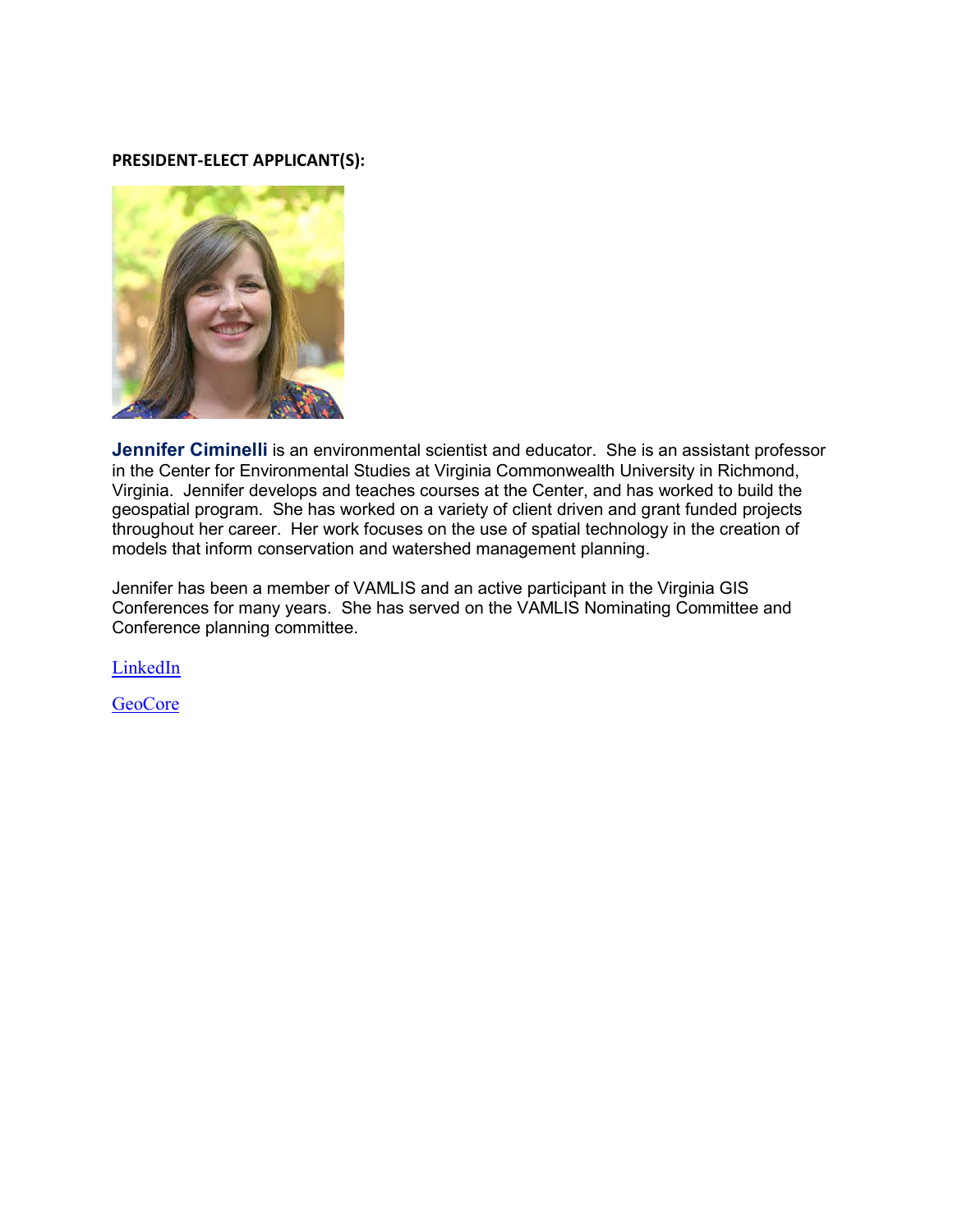**PRESIDENT-ELECT APPLICANT(S):**

**Jennifer Ciminelli** is an environmental scientist and educator. She is an assistant professor in the Center for Environmental Studies at Virginia Commonwealth University in Richmond, Virginia. Jennifer develops and teaches courses at the Center, and has worked to build the geospatial program. She has worked on a variety of client driven and grant funded projects throughout her career. Her work focuses on the use of spatial technology in the creation of models that inform conservation and watershed management planning.

Jennifer has been a member of VAMLIS and an active participant in the Virginia GIS Conferences for many years. She has served on the VAMLIS Nominating Committee and Conference planning committee.

LinkedIn

GeoCore